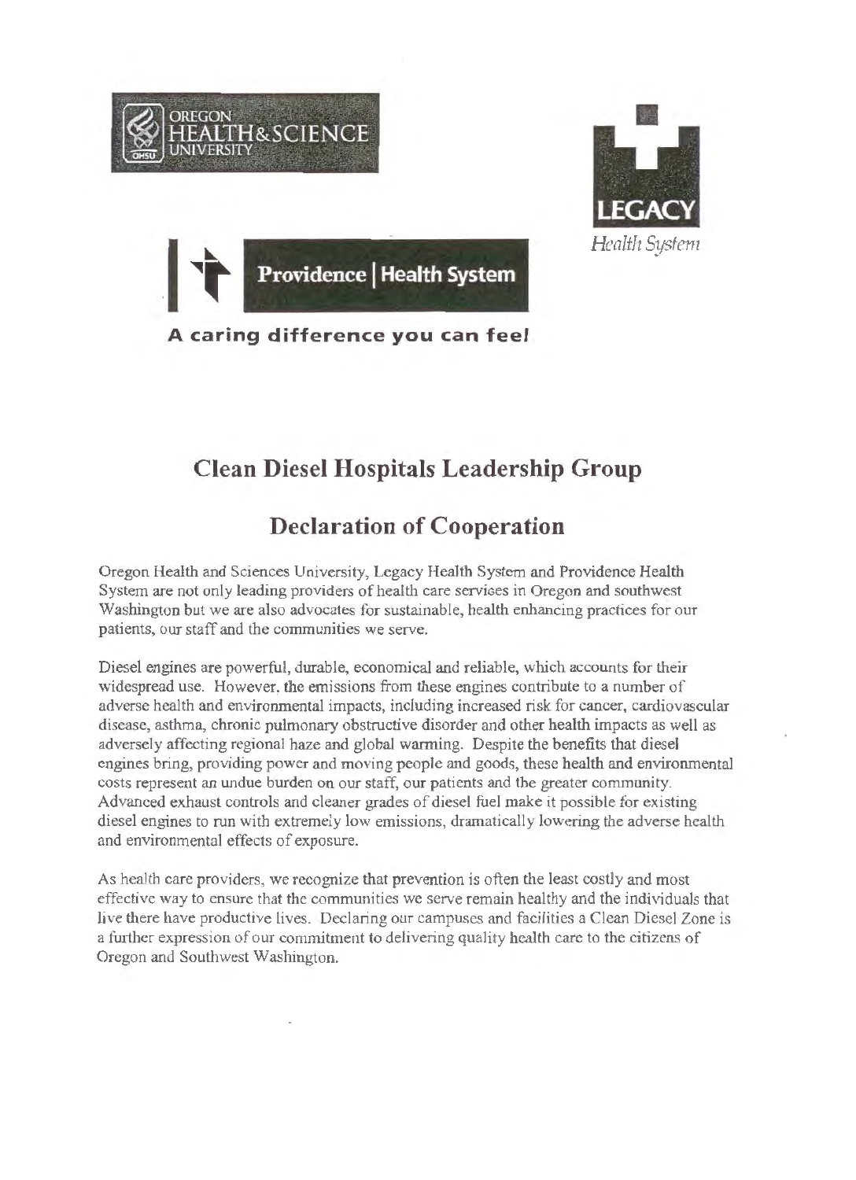OREGON HEALTH&SCIENCE UNIVERSITY

LEGACY *Health System*

Providence | Health System

**A caring difference you can feel**

# Clean Diesel Hospitals Leadership Group

# Declaration of Cooperation

Oregon Health and Sciences University, Legacy Health System and Providence Health System are not only leading providers of health care services in Oregon and southwest Washington but we are also advocates for sustainable, health enhancing practices for our patients, our staff and the communities we serve.

Diesel engines are powerful, durable, economical and reliable, which accounts for their widespread use. However, the emissions from these engines contribute to a number of adverse health and environmental impacts, including increased risk for cancer, cardiovascular disease, asthma, chronic pulmonary obstructive disorder and other health impacts as well as adversely affecting regional haze and global warming. Despite the benefits that diesel engines bring, providing power and moving people and goods, these health and environmental costs represent an undue burden on our staff, our patients and the greater community. Advanced exhaust controls and cleaner grades of diesel fuel make it possible for existing diesel engines to run with extremely low emissions, dramatically lowering the adverse health and environmental effects of exposure.

As health care providers, we recognize that prevention is often the least costly and most effective way to ensure that the communities we serve remain healthy and the individuals that live there have productive lives. Declaring our campuses and facilities a Clean Diesel Zone is a further expression of our commitment to delivering quality health care to the citizens of Oregon and Southwest Washington.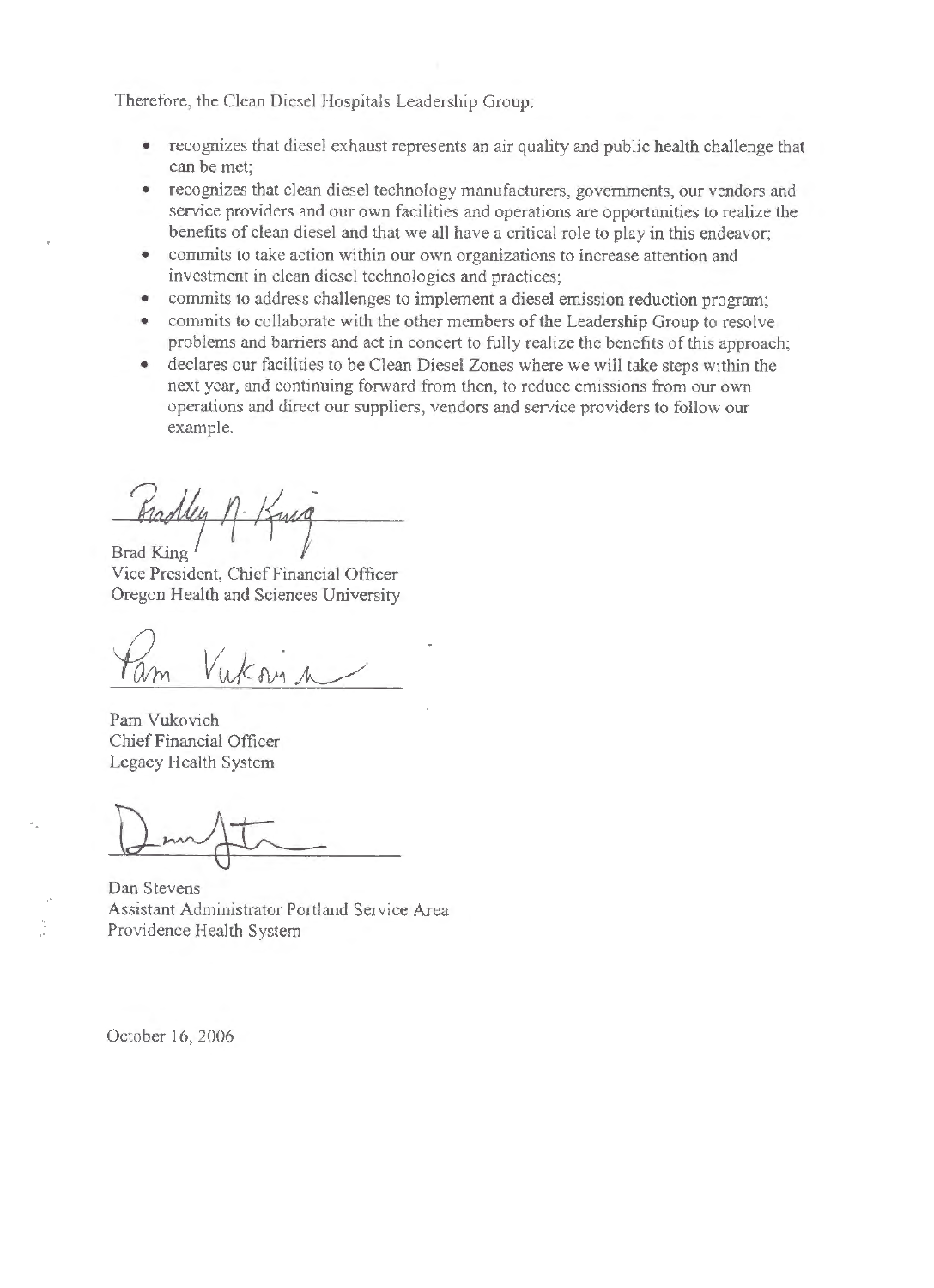Therefore, the Clean Diesel Hospitals Leadership Group:

- recognizes that diesel exhaust represents an air quality and public health challenge that can be met;
- recognizes that clean diesel technology manufacturers, governments, our vendors and service providers and our own facilities and operations are opportunities to realize the benefits of clean diesel and that we all have a critical role to play in this endeavor;
- commits to take action within our own organizations to increase attention and investment in clean diesel technologies and practices;
- commits to address challenges to implement a diesel emission reduction program;
- commits to collaborate with the other members of the Leadership Group to resolve problems and barriers and act in concert to fully realize the benefits of this approach;
- declares our facilities to be Clean Diesel Zones where we will take steps within the next year, and continuing forward from then, to reduce emissions from our own operations and direct our suppliers, vendors and service providers to follow our example.

Bradley N. King

Brad King
Vice President, Chief Financial Officer
Oregon Health and Sciences University

Pam Vukovich

Pam Vukovich
Chief Financial Officer
Legacy Health System

Dan Stevens
Assistant Administrator Portland Service Area
Providence Health System

October 16, 2006